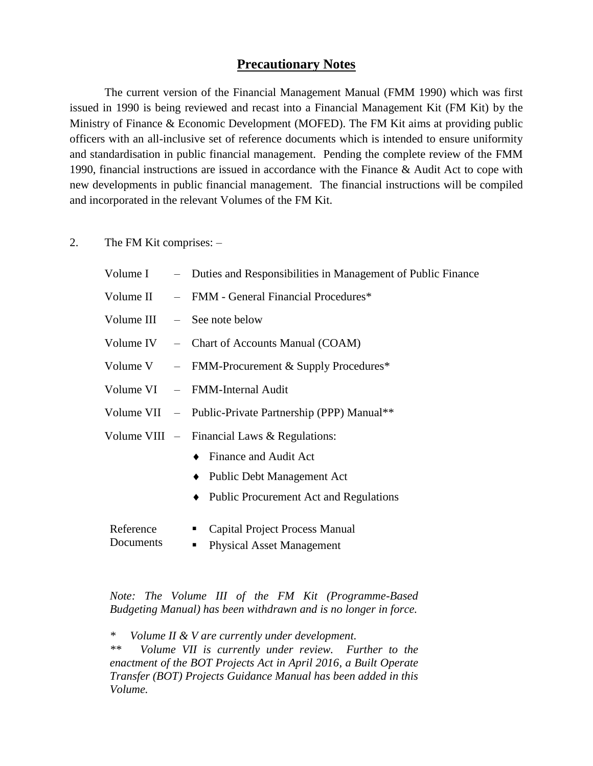# **Precautionary Notes**

The current version of the Financial Management Manual (FMM 1990) which was first issued in 1990 is being reviewed and recast into a Financial Management Kit (FM Kit) by the Ministry of Finance & Economic Development (MOFED). The FM Kit aims at providing public officers with an all-inclusive set of reference documents which is intended to ensure uniformity and standardisation in public financial management. Pending the complete review of the FMM 1990, financial instructions are issued in accordance with the Finance & Audit Act to cope with new developments in public financial management. The financial instructions will be compiled and incorporated in the relevant Volumes of the FM Kit.

2. The FM Kit comprises: –

- Volume I – Duties and Responsibilities in Management of Public Finance
- Volume II – FMM - General Financial Procedures*
- Volume III – See note below
- Volume IV – Chart of Accounts Manual (COAM)
- Volume V – FMM-Procurement & Supply Procedures*
- Volume VI – FMM-Internal Audit
- Volume VII – Public-Private Partnership (PPP) Manual**
- Volume VIII – Financial Laws & Regulations:
  - ♦ Finance and Audit Act
  - ♦ Public Debt Management Act
  - ♦ Public Procurement Act and Regulations

Reference Documents
- Capital Project Process Manual
- Physical Asset Management

*Note: The Volume III of the FM Kit (Programme-Based Budgeting Manual) has been withdrawn and is no longer in force.*

\* *Volume II & V are currently under development.*

\*\* *Volume VII is currently under review. Further to the enactment of the BOT Projects Act in April 2016, a Built Operate Transfer (BOT) Projects Guidance Manual has been added in this Volume.*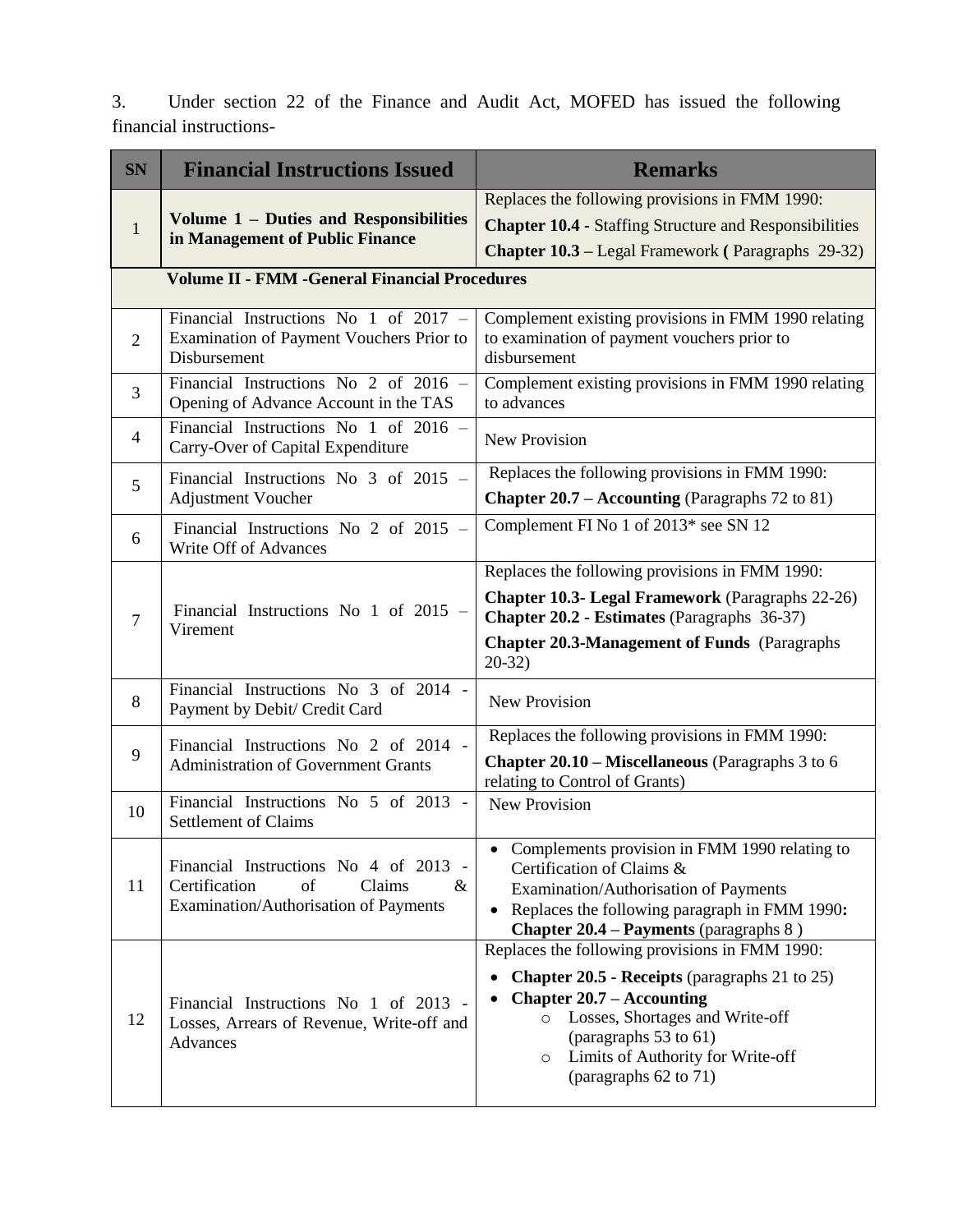3. Under section 22 of the Finance and Audit Act, MOFED has issued the following financial instructions-

| SN | Financial Instructions Issued | Remarks |
|---|---|---|
| 1 | **Volume 1 – Duties and Responsibilities in Management of Public Finance** | Replaces the following provisions in FMM 1990: **Chapter 10.4 -** Staffing Structure and Responsibilities **Chapter 10.3 –** Legal Framework **(** Paragraphs 29-32) |
| | **Volume II - FMM -General Financial Procedures** | |
| 2 | Financial Instructions No 1 of 2017 – Examination of Payment Vouchers Prior to Disbursement | Complement existing provisions in FMM 1990 relating to examination of payment vouchers prior to disbursement |
| 3 | Financial Instructions No 2 of 2016 – Opening of Advance Account in the TAS | Complement existing provisions in FMM 1990 relating to advances |
| 4 | Financial Instructions No 1 of 2016 – Carry-Over of Capital Expenditure | New Provision |
| 5 | Financial Instructions No 3 of 2015 – Adjustment Voucher | Replaces the following provisions in FMM 1990: **Chapter 20.7 – Accounting** (Paragraphs 72 to 81) |
| 6 | Financial Instructions No 2 of 2015 – Write Off of Advances | Complement FI No 1 of 2013* see SN 12 |
| 7 | Financial Instructions No 1 of 2015 – Virement | Replaces the following provisions in FMM 1990: **Chapter 10.3- Legal Framework** (Paragraphs 22-26) **Chapter 20.2 - Estimates** (Paragraphs 36-37) **Chapter 20.3-Management of Funds** (Paragraphs 20-32) |
| 8 | Financial Instructions No 3 of 2014 - Payment by Debit/ Credit Card | New Provision |
| 9 | Financial Instructions No 2 of 2014 - Administration of Government Grants | Replaces the following provisions in FMM 1990: **Chapter 20.10 – Miscellaneous** (Paragraphs 3 to 6 relating to Control of Grants) |
| 10 | Financial Instructions No 5 of 2013 - Settlement of Claims | New Provision |
| 11 | Financial Instructions No 4 of 2013 - Certification of Claims & Examination/Authorisation of Payments | • Complements provision in FMM 1990 relating to Certification of Claims & Examination/Authorisation of Payments • Replaces the following paragraph in FMM 1990**:** **Chapter 20.4 – Payments** (paragraphs 8 ) |
| 12 | Financial Instructions No 1 of 2013 - Losses, Arrears of Revenue, Write-off and Advances | Replaces the following provisions in FMM 1990: • **Chapter 20.5 - Receipts** (paragraphs 21 to 25) • **Chapter 20.7 – Accounting** ○ Losses, Shortages and Write-off (paragraphs 53 to 61) ○ Limits of Authority for Write-off (paragraphs 62 to 71) |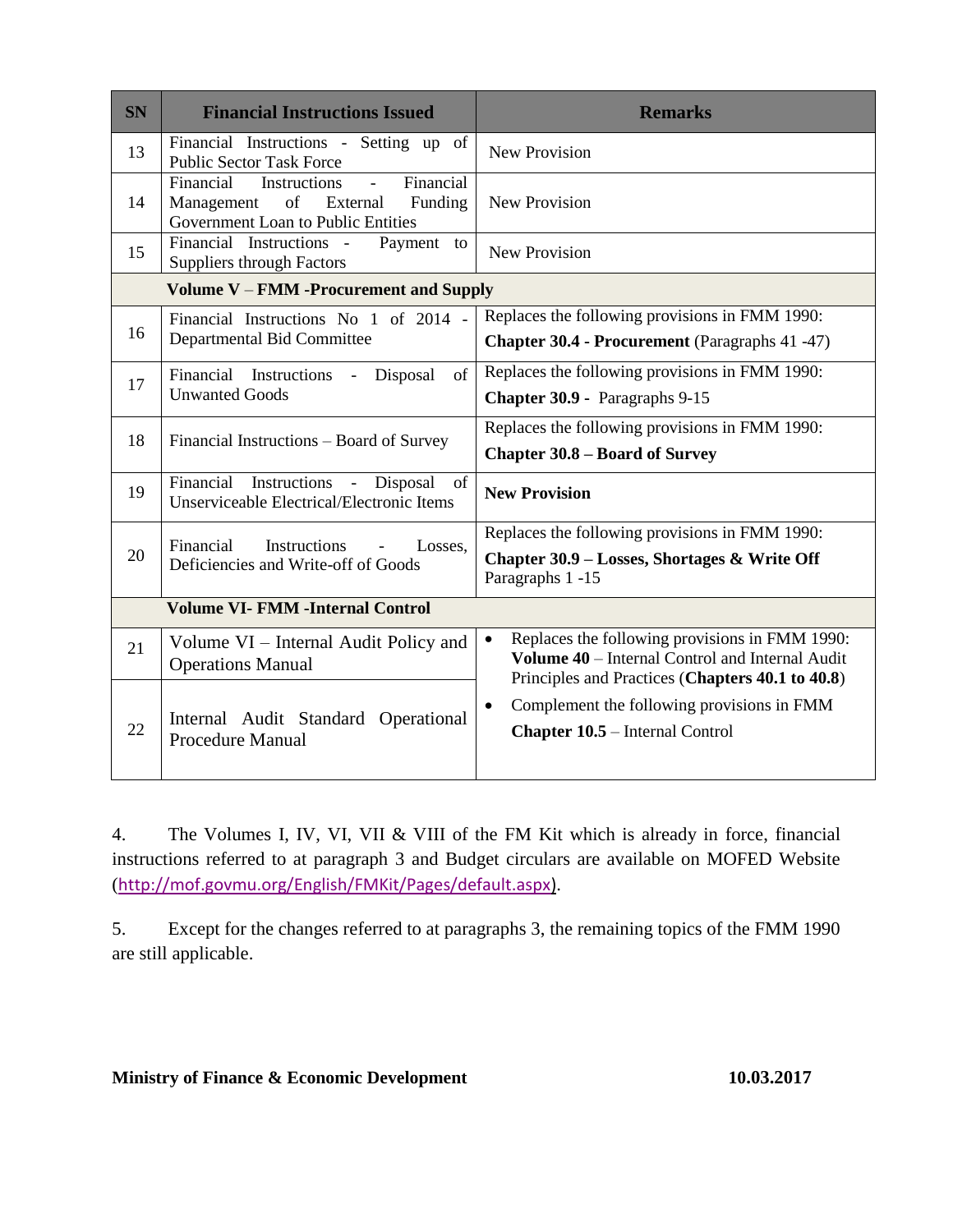| SN | Financial Instructions Issued | Remarks |
|---|---|---|
| 13 | Financial Instructions - Setting up of Public Sector Task Force | New Provision |
| 14 | Financial Instructions - Financial Management of External Funding Government Loan to Public Entities | New Provision |
| 15 | Financial Instructions - Payment to Suppliers through Factors | New Provision |
| | **Volume V – FMM -Procurement and Supply** | |
| 16 | Financial Instructions No 1 of 2014 - Departmental Bid Committee | Replaces the following provisions in FMM 1990: **Chapter 30.4 - Procurement** (Paragraphs 41 -47) |
| 17 | Financial Instructions - Disposal of Unwanted Goods | Replaces the following provisions in FMM 1990: **Chapter 30.9 -** Paragraphs 9-15 |
| 18 | Financial Instructions – Board of Survey | Replaces the following provisions in FMM 1990: **Chapter 30.8 – Board of Survey** |
| 19 | Financial Instructions - Disposal of Unserviceable Electrical/Electronic Items | **New Provision** |
| 20 | Financial Instructions - Losses, Deficiencies and Write-off of Goods | Replaces the following provisions in FMM 1990: **Chapter 30.9 – Losses, Shortages & Write Off** Paragraphs 1 -15 |
| | **Volume VI- FMM -Internal Control** | |
| 21 | Volume VI – Internal Audit Policy and Operations Manual | • Replaces the following provisions in FMM 1990: **Volume 40** – Internal Control and Internal Audit Principles and Practices (**Chapters 40.1 to 40.8**) • Complement the following provisions in FMM **Chapter 10.5** – Internal Control |
| 22 | Internal Audit Standard Operational Procedure Manual | |

4. The Volumes I, IV, VI, VII & VIII of the FM Kit which is already in force, financial instructions referred to at paragraph 3 and Budget circulars are available on MOFED Website (http://mof.govmu.org/English/FMKit/Pages/default.aspx).

5. Except for the changes referred to at paragraphs 3, the remaining topics of the FMM 1990 are still applicable.

**Ministry of Finance & Economic Development** **10.03.2017**